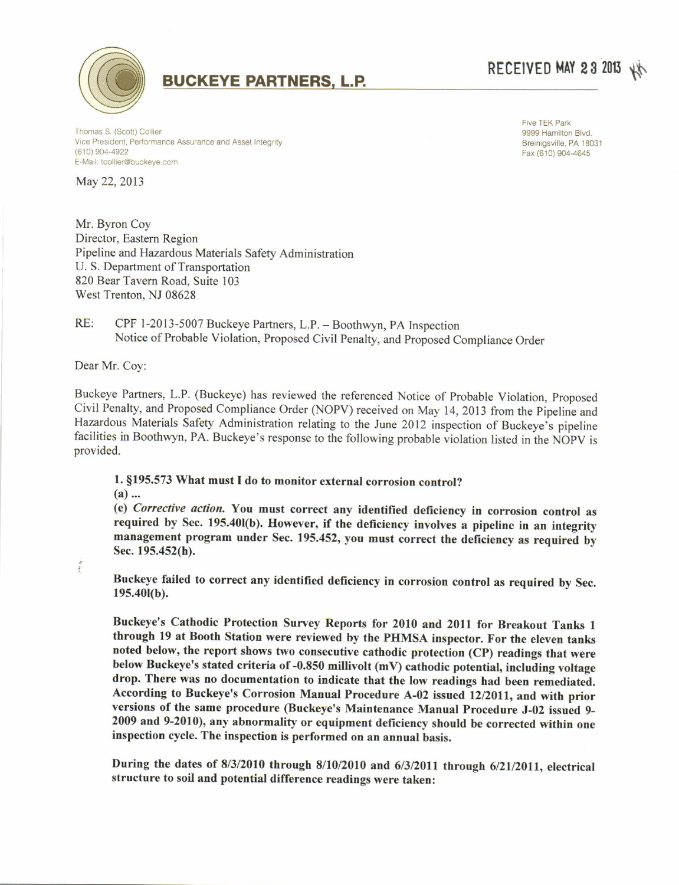# BUCKEYE PARTNERS, L.P.

RECEIVED MAY 23 2013

Thomas S. (Scott) Collier
Vice President, Performance Assurance and Asset Integrity
(610) 904-4922
E-Mail: tcollier@buckeye.com

Five TEK Park
9999 Hamilton Blvd.
Breinigsville, PA 18031
Fax (610) 904-4645

May 22, 2013

Mr. Byron Coy
Director, Eastern Region
Pipeline and Hazardous Materials Safety Administration
U. S. Department of Transportation
820 Bear Tavern Road, Suite 103
West Trenton, NJ 08628

RE: CPF 1-2013-5007 Buckeye Partners, L.P. – Boothwyn, PA Inspection
Notice of Probable Violation, Proposed Civil Penalty, and Proposed Compliance Order

Dear Mr. Coy:

Buckeye Partners, L.P. (Buckeye) has reviewed the referenced Notice of Probable Violation, Proposed Civil Penalty, and Proposed Compliance Order (NOPV) received on May 14, 2013 from the Pipeline and Hazardous Materials Safety Administration relating to the June 2012 inspection of Buckeye's pipeline facilities in Boothwyn, PA. Buckeye's response to the following probable violation listed in the NOPV is provided.

> **1. §195.573 What must I do to monitor external corrosion control?**
> **(a) ...**
> **(e) *Corrective action.* You must correct any identified deficiency in corrosion control as required by Sec. 195.401(b). However, if the deficiency involves a pipeline in an integrity management program under Sec. 195.452, you must correct the deficiency as required by Sec. 195.452(h).**
>
> **Buckeye failed to correct any identified deficiency in corrosion control as required by Sec. 195.401(b).**
>
> **Buckeye's Cathodic Protection Survey Reports for 2010 and 2011 for Breakout Tanks 1 through 19 at Booth Station were reviewed by the PHMSA inspector. For the eleven tanks noted below, the report shows two consecutive cathodic protection (CP) readings that were below Buckeye's stated criteria of -0.850 millivolt (mV) cathodic potential, including voltage drop. There was no documentation to indicate that the low readings had been remediated. According to Buckeye's Corrosion Manual Procedure A-02 issued 12/2011, and with prior versions of the same procedure (Buckeye's Maintenance Manual Procedure J-02 issued 9-2009 and 9-2010), any abnormality or equipment deficiency should be corrected within one inspection cycle. The inspection is performed on an annual basis.**
>
> **During the dates of 8/3/2010 through 8/10/2010 and 6/3/2011 through 6/21/2011, electrical structure to soil and potential difference readings were taken:**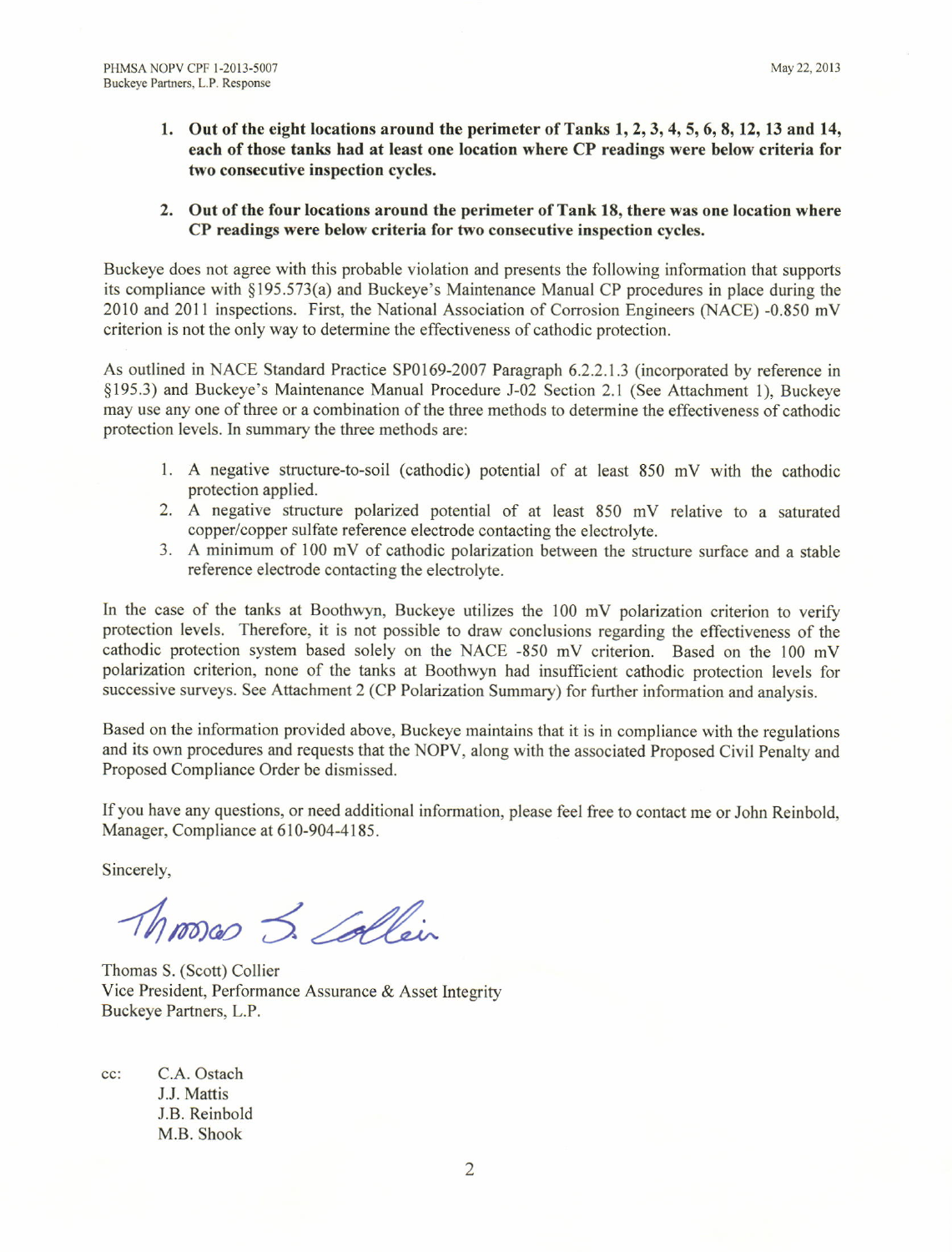1. **Out of the eight locations around the perimeter of Tanks 1, 2, 3, 4, 5, 6, 8, 12, 13 and 14, each of those tanks had at least one location where CP readings were below criteria for two consecutive inspection cycles.**

2. **Out of the four locations around the perimeter of Tank 18, there was one location where CP readings were below criteria for two consecutive inspection cycles.**

Buckeye does not agree with this probable violation and presents the following information that supports its compliance with §195.573(a) and Buckeye's Maintenance Manual CP procedures in place during the 2010 and 2011 inspections. First, the National Association of Corrosion Engineers (NACE) -0.850 mV criterion is not the only way to determine the effectiveness of cathodic protection.

As outlined in NACE Standard Practice SP0169-2007 Paragraph 6.2.2.1.3 (incorporated by reference in §195.3) and Buckeye's Maintenance Manual Procedure J-02 Section 2.1 (See Attachment 1), Buckeye may use any one of three or a combination of the three methods to determine the effectiveness of cathodic protection levels. In summary the three methods are:

1. A negative structure-to-soil (cathodic) potential of at least 850 mV with the cathodic protection applied.
2. A negative structure polarized potential of at least 850 mV relative to a saturated copper/copper sulfate reference electrode contacting the electrolyte.
3. A minimum of 100 mV of cathodic polarization between the structure surface and a stable reference electrode contacting the electrolyte.

In the case of the tanks at Boothwyn, Buckeye utilizes the 100 mV polarization criterion to verify protection levels. Therefore, it is not possible to draw conclusions regarding the effectiveness of the cathodic protection system based solely on the NACE -850 mV criterion. Based on the 100 mV polarization criterion, none of the tanks at Boothwyn had insufficient cathodic protection levels for successive surveys. See Attachment 2 (CP Polarization Summary) for further information and analysis.

Based on the information provided above, Buckeye maintains that it is in compliance with the regulations and its own procedures and requests that the NOPV, along with the associated Proposed Civil Penalty and Proposed Compliance Order be dismissed.

If you have any questions, or need additional information, please feel free to contact me or John Reinbold, Manager, Compliance at 610-904-4185.

Sincerely,

Thomas S. Collier

Thomas S. (Scott) Collier
Vice President, Performance Assurance & Asset Integrity
Buckeye Partners, L.P.

cc: C.A. Ostach
J.J. Mattis
J.B. Reinbold
M.B. Shook